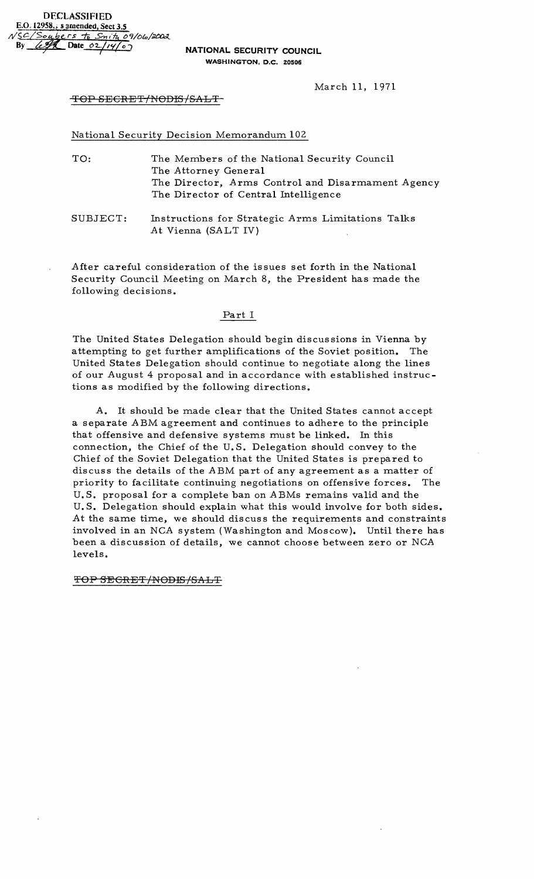DECLASSIFIED
E.O. 12958, as amended, Sect 3.5
NSC/Soubers to Smith 09/06/2002
By [illegible] Date 02/14/07

NATIONAL SECURITY COUNCIL
WASHINGTON, D.C. 20506

March 11, 1971

~~TOP SECRET/NODIS/SALT~~

National Security Decision Memorandum 102

TO: The Members of the National Security Council
The Attorney General
The Director, Arms Control and Disarmament Agency
The Director of Central Intelligence

SUBJECT: Instructions for Strategic Arms Limitations Talks At Vienna (SALT IV)

After careful consideration of the issues set forth in the National Security Council Meeting on March 8, the President has made the following decisions.

## Part I

The United States Delegation should begin discussions in Vienna by attempting to get further amplifications of the Soviet position. The United States Delegation should continue to negotiate along the lines of our August 4 proposal and in accordance with established instructions as modified by the following directions.

A. It should be made clear that the United States cannot accept a separate ABM agreement and continues to adhere to the principle that offensive and defensive systems must be linked. In this connection, the Chief of the U.S. Delegation should convey to the Chief of the Soviet Delegation that the United States is prepared to discuss the details of the ABM part of any agreement as a matter of priority to facilitate continuing negotiations on offensive forces. The U.S. proposal for a complete ban on ABMs remains valid and the U.S. Delegation should explain what this would involve for both sides. At the same time, we should discuss the requirements and constraints involved in an NCA system (Washington and Moscow). Until there has been a discussion of details, we cannot choose between zero or NCA levels.

~~TOP SECRET/NODIS/SALT~~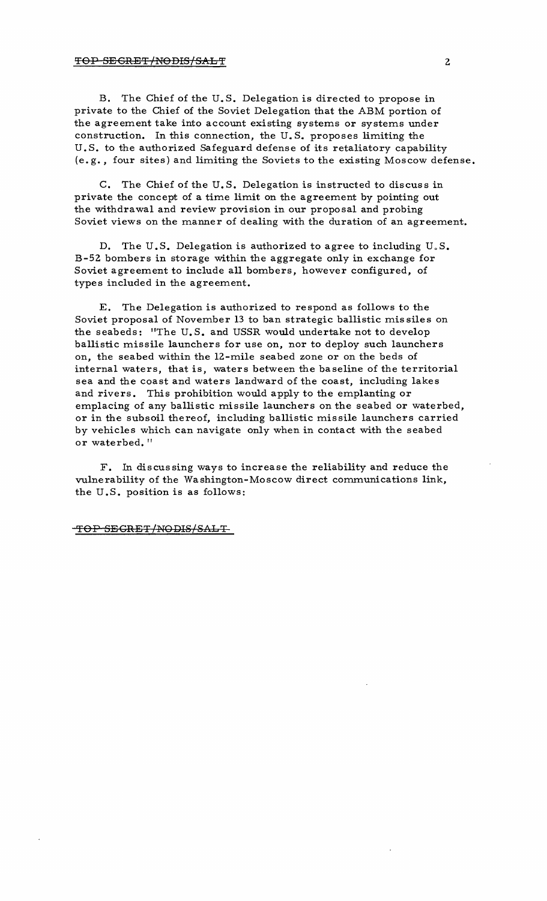B. The Chief of the U.S. Delegation is directed to propose in private to the Chief of the Soviet Delegation that the ABM portion of the agreement take into account existing systems or systems under construction. In this connection, the U.S. proposes limiting the U.S. to the authorized Safeguard defense of its retaliatory capability (e.g., four sites) and limiting the Soviets to the existing Moscow defense.

C. The Chief of the U.S. Delegation is instructed to discuss in private the concept of a time limit on the agreement by pointing out the withdrawal and review provision in our proposal and probing Soviet views on the manner of dealing with the duration of an agreement.

D. The U.S. Delegation is authorized to agree to including U.S. B-52 bombers in storage within the aggregate only in exchange for Soviet agreement to include all bombers, however configured, of types included in the agreement.

E. The Delegation is authorized to respond as follows to the Soviet proposal of November 13 to ban strategic ballistic missiles on the seabeds: "The U.S. and USSR would undertake not to develop ballistic missile launchers for use on, nor to deploy such launchers on, the seabed within the 12-mile seabed zone or on the beds of internal waters, that is, waters between the baseline of the territorial sea and the coast and waters landward of the coast, including lakes and rivers. This prohibition would apply to the emplanting or emplacing of any ballistic missile launchers on the seabed or waterbed, or in the subsoil thereof, including ballistic missile launchers carried by vehicles which can navigate only when in contact with the seabed or waterbed."

F. In discussing ways to increase the reliability and reduce the vulnerability of the Washington-Moscow direct communications link, the U.S. position is as follows: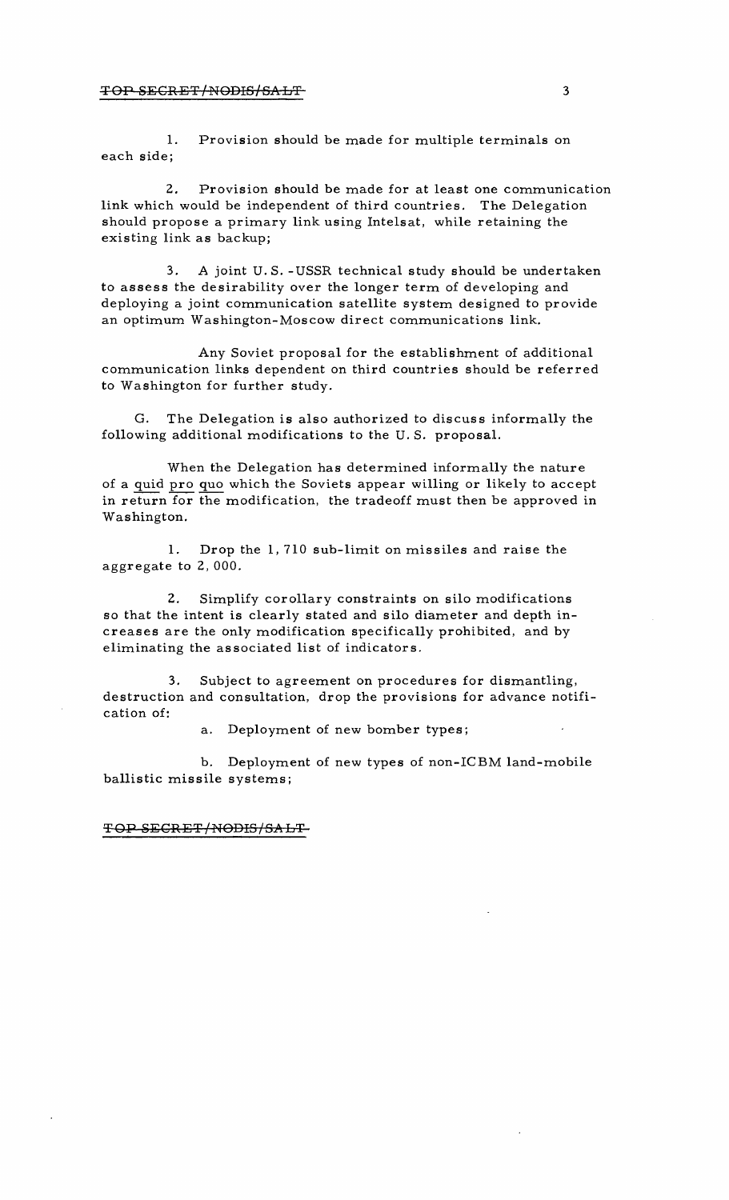1. Provision should be made for multiple terminals on each side;

2. Provision should be made for at least one communication link which would be independent of third countries. The Delegation should propose a primary link using Intelsat, while retaining the existing link as backup;

3. A joint U.S.-USSR technical study should be undertaken to assess the desirability over the longer term of developing and deploying a joint communication satellite system designed to provide an optimum Washington-Moscow direct communications link.

Any Soviet proposal for the establishment of additional communication links dependent on third countries should be referred to Washington for further study.

G. The Delegation is also authorized to discuss informally the following additional modifications to the U.S. proposal.

When the Delegation has determined informally the nature of a quid pro quo which the Soviets appear willing or likely to accept in return for the modification, the tradeoff must then be approved in Washington.

1. Drop the 1,710 sub-limit on missiles and raise the aggregate to 2,000.

2. Simplify corollary constraints on silo modifications so that the intent is clearly stated and silo diameter and depth increases are the only modification specifically prohibited, and by eliminating the associated list of indicators.

3. Subject to agreement on procedures for dismantling, destruction and consultation, drop the provisions for advance notification of:

a. Deployment of new bomber types;

b. Deployment of new types of non-ICBM land-mobile ballistic missile systems;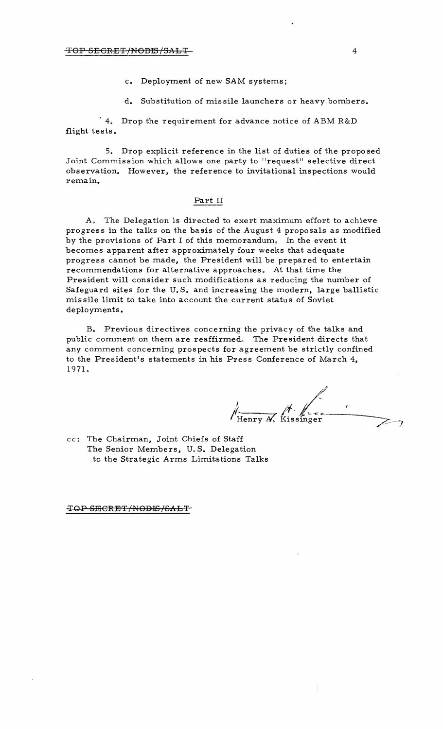c. Deployment of new SAM systems;

d. Substitution of missile launchers or heavy bombers.

4. Drop the requirement for advance notice of ABM R&D flight tests.

5. Drop explicit reference in the list of duties of the proposed Joint Commission which allows one party to "request" selective direct observation. However, the reference to invitational inspections would remain.

## Part II

A. The Delegation is directed to exert maximum effort to achieve progress in the talks on the basis of the August 4 proposals as modified by the provisions of Part I of this memorandum. In the event it becomes apparent after approximately four weeks that adequate progress cannot be made, the President will be prepared to entertain recommendations for alternative approaches. At that time the President will consider such modifications as reducing the number of Safeguard sites for the U.S. and increasing the modern, large ballistic missile limit to take into account the current status of Soviet deployments.

B. Previous directives concerning the privacy of the talks and public comment on them are reaffirmed. The President directs that any comment concerning prospects for agreement be strictly confined to the President's statements in his Press Conference of March 4, 1971.

Henry A. Kissinger

cc: The Chairman, Joint Chiefs of Staff
The Senior Members, U.S. Delegation to the Strategic Arms Limitations Talks

~~TOP SECRET/NODIS/SALT~~